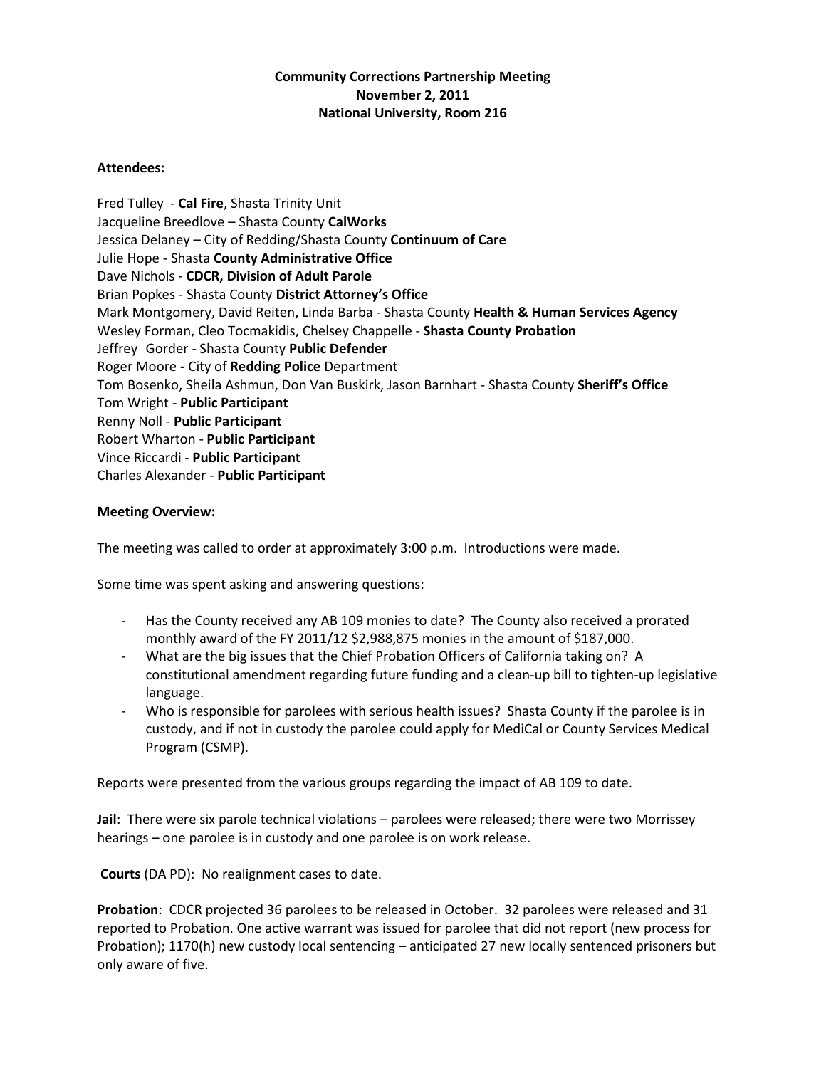**Community Corrections Partnership Meeting**
**November 2, 2011**
**National University, Room 216**

**Attendees:**

Fred Tulley - **Cal Fire**, Shasta Trinity Unit
Jacqueline Breedlove – Shasta County **CalWorks**
Jessica Delaney – City of Redding/Shasta County **Continuum of Care**
Julie Hope - Shasta **County Administrative Office**
Dave Nichols - **CDCR, Division of Adult Parole**
Brian Popkes - Shasta County **District Attorney's Office**
Mark Montgomery, David Reiten, Linda Barba - Shasta County **Health & Human Services Agency**
Wesley Forman, Cleo Tocmakidis, Chelsey Chappelle - **Shasta County Probation**
Jeffrey Gorder - Shasta County **Public Defender**
Roger Moore **-** City of **Redding Police** Department
Tom Bosenko, Sheila Ashmun, Don Van Buskirk, Jason Barnhart - Shasta County **Sheriff's Office**
Tom Wright - **Public Participant**
Renny Noll - **Public Participant**
Robert Wharton - **Public Participant**
Vince Riccardi - **Public Participant**
Charles Alexander - **Public Participant**

**Meeting Overview:**

The meeting was called to order at approximately 3:00 p.m. Introductions were made.

Some time was spent asking and answering questions:

- Has the County received any AB 109 monies to date? The County also received a prorated monthly award of the FY 2011/12 $2,988,875 monies in the amount of $187,000.
- What are the big issues that the Chief Probation Officers of California taking on? A constitutional amendment regarding future funding and a clean-up bill to tighten-up legislative language.
- Who is responsible for parolees with serious health issues? Shasta County if the parolee is in custody, and if not in custody the parolee could apply for MediCal or County Services Medical Program (CSMP).

Reports were presented from the various groups regarding the impact of AB 109 to date.

**Jail**: There were six parole technical violations – parolees were released; there were two Morrissey hearings – one parolee is in custody and one parolee is on work release.

**Courts** (DA PD): No realignment cases to date.

**Probation**: CDCR projected 36 parolees to be released in October. 32 parolees were released and 31 reported to Probation. One active warrant was issued for parolee that did not report (new process for Probation); 1170(h) new custody local sentencing – anticipated 27 new locally sentenced prisoners but only aware of five.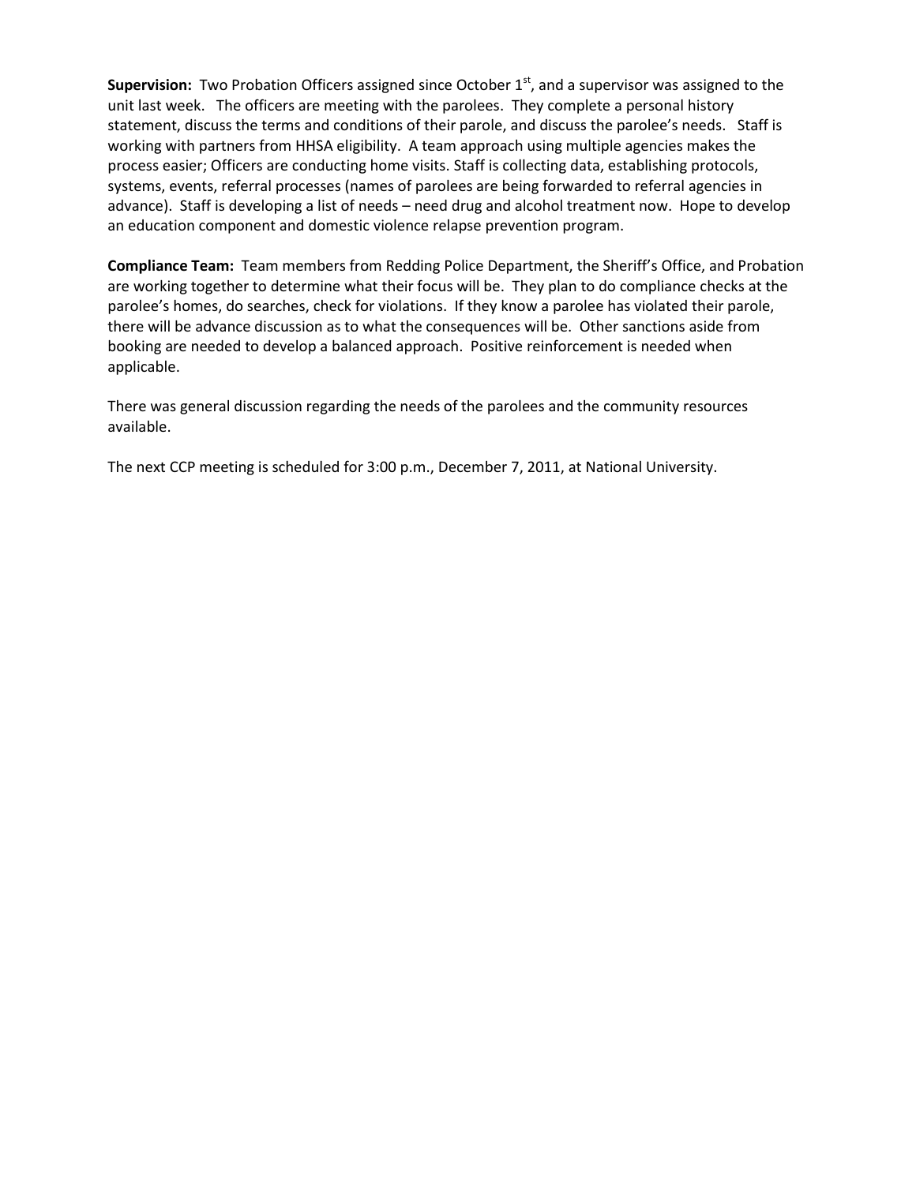**Supervision:** Two Probation Officers assigned since October 1st, and a supervisor was assigned to the unit last week. The officers are meeting with the parolees. They complete a personal history statement, discuss the terms and conditions of their parole, and discuss the parolee's needs. Staff is working with partners from HHSA eligibility. A team approach using multiple agencies makes the process easier; Officers are conducting home visits. Staff is collecting data, establishing protocols, systems, events, referral processes (names of parolees are being forwarded to referral agencies in advance). Staff is developing a list of needs – need drug and alcohol treatment now. Hope to develop an education component and domestic violence relapse prevention program.

**Compliance Team:** Team members from Redding Police Department, the Sheriff's Office, and Probation are working together to determine what their focus will be. They plan to do compliance checks at the parolee's homes, do searches, check for violations. If they know a parolee has violated their parole, there will be advance discussion as to what the consequences will be. Other sanctions aside from booking are needed to develop a balanced approach. Positive reinforcement is needed when applicable.

There was general discussion regarding the needs of the parolees and the community resources available.

The next CCP meeting is scheduled for 3:00 p.m., December 7, 2011, at National University.